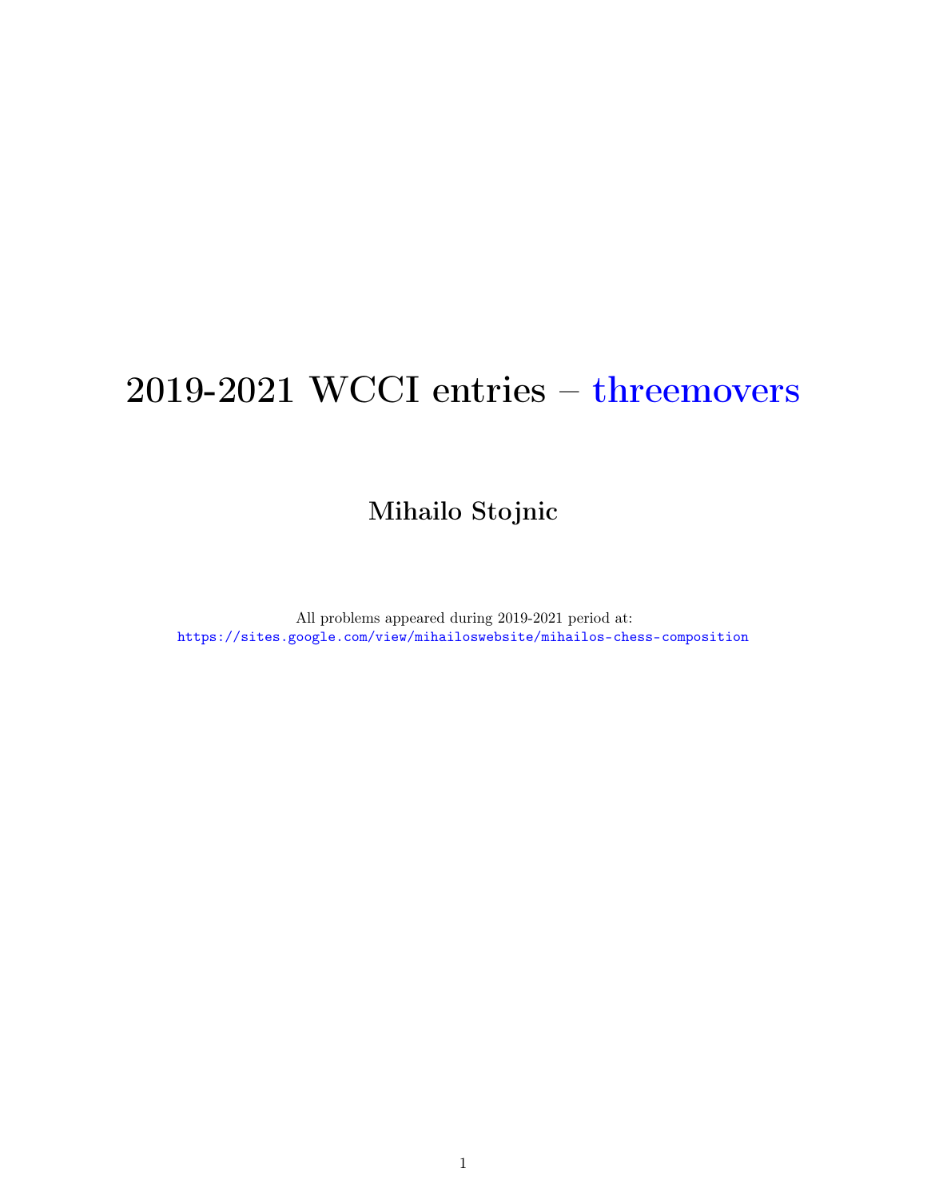# 2019-2021 WCCI entries – threemovers

## Mihailo Stojnic

All problems appeared during 2019-2021 period at:
https://sites.google.com/view/mihailoswebsite/mihailos-chess-composition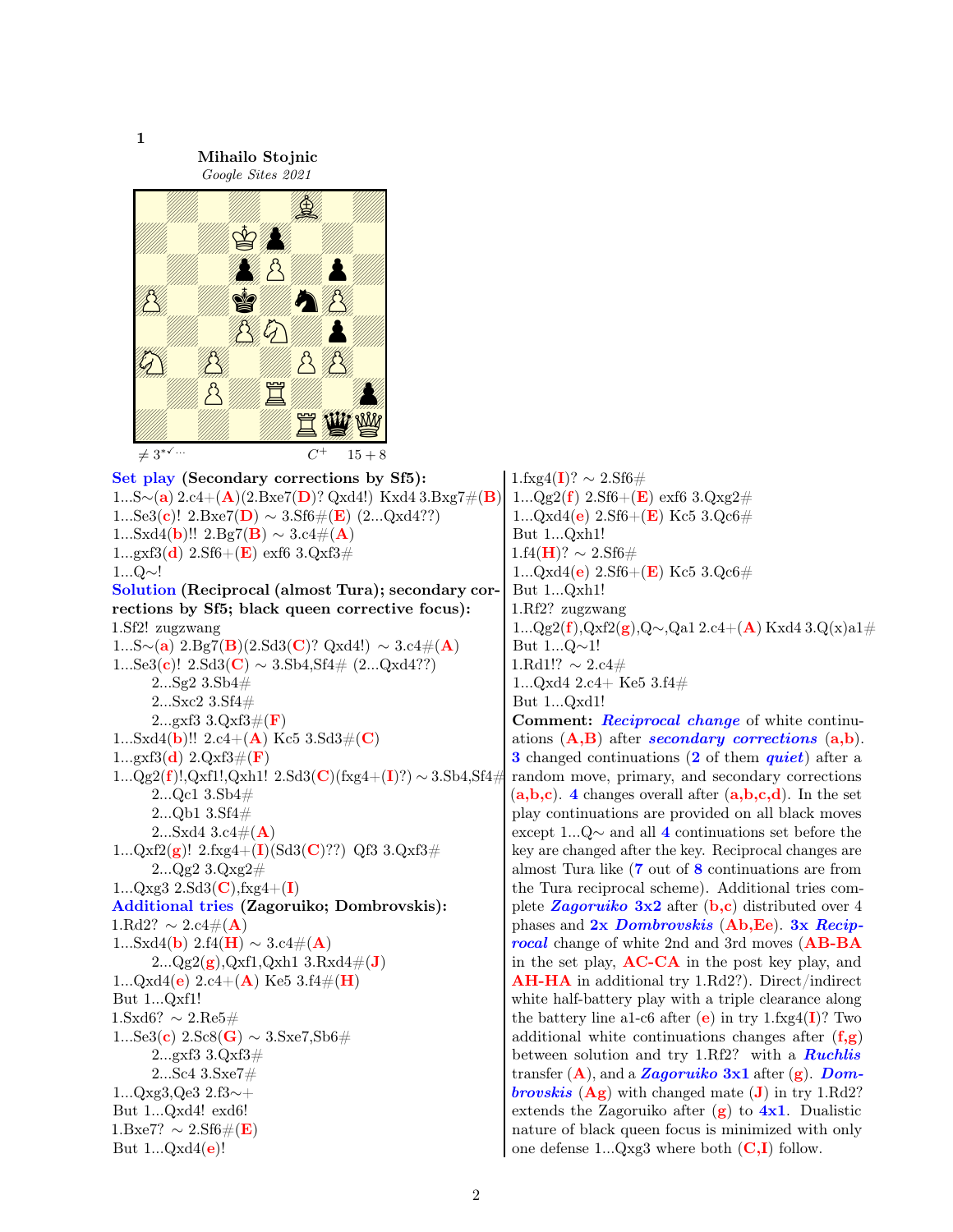**1**

**Mihailo Stojnic**
*Google Sites 2021*

≠ 3*✓··· $C^+$ 15 + 8

**Set play (Secondary corrections by Sf5):**

1...S∼(a) 2.c4+(A)(2.Bxe7(D)? Qxd4!) Kxd4 3.Bxg7#(B)
1...Se3(c)! 2.Bxe7(D) ∼ 3.Sf6#(E) (2...Qxd4??)
1...Sxd4(b)!! 2.Bg7(B) ∼ 3.c4#(A)
1...gxf3(d) 2.Sf6+(E) exf6 3.Qxf3#
1...Q∼!

**Solution (Reciprocal (almost Tura); secondary corrections by Sf5; black queen corrective focus):**

1.Sf2! zugzwang
1...S∼(a) 2.Bg7(B)(2.Sd3(C)? Qxd4!) ∼ 3.c4#(A)
1...Se3(c)! 2.Sd3(C) ∼ 3.Sb4,Sf4# (2...Qxd4??)
  2...Sg2 3.Sb4#
  2...Sxc2 3.Sf4#
  2...gxf3 3.Qxf3#(F)
1...Sxd4(b)!! 2.c4+(A) Kc5 3.Sd3#(C)
1...gxf3(d) 2.Qxf3#(F)
1...Qg2(f)!,Qxf1!,Qxh1! 2.Sd3(C)(fxg4+(I)?) ∼ 3.Sb4,Sf4#
  2...Qc1 3.Sb4#
  2...Qb1 3.Sf4#
  2...Sxd4 3.c4#(A)
1...Qxf2(g)! 2.fxg4+(I)(Sd3(C)??) Qf3 3.Qxf3#
  2...Qg2 3.Qxg2#
1...Qxg3 2.Sd3(C),fxg4+(I)

**Additional tries (Zagoruiko; Dombrovskis):**

1.Rd2? ∼ 2.c4#(A)
1...Sxd4(b) 2.f4(H) ∼ 3.c4#(A)
  2...Qg2(g),Qxf1,Qxh1 3.Rxd4#(J)
1...Qxd4(e) 2.c4+(A) Ke5 3.f4#(H)
But 1...Qxf1!

1.Sxd6? ∼ 2.Re5#
1...Se3(c) 2.Sc8(G) ∼ 3.Sxe7,Sb6#
  2...gxf3 3.Qxf3#
  2...Sc4 3.Sxe7#
1...Qxg3,Qe3 2.f3∼+
But 1...Qxd4! exd6!

1.Bxe7? ∼ 2.Sf6#(E)
But 1...Qxd4(e)!

1.fxg4(I)? ∼ 2.Sf6#
1...Qg2(f) 2.Sf6+(E) exf6 3.Qxg2#
1...Qxd4(e) 2.Sf6+(E) Kc5 3.Qc6#
But 1...Qxh1!

1.f4(H)? ∼ 2.Sf6#
1...Qxd4(e) 2.Sf6+(E) Kc5 3.Qc6#
But 1...Qxh1!

1.Rf2? zugzwang
1...Qg2(f),Qxf2(g),Q∼,Qa1 2.c4+(A) Kxd4 3.Q(x)a1#
But 1...Q∼1!

1.Rd1!? ∼ 2.c4#
1...Qxd4 2.c4+ Ke5 3.f4#
But 1...Qxd1!

**Comment:** ***Reciprocal change*** of white continuations (**A,B**) after ***secondary corrections*** (**a,b**). **3** changed continuations (**2** of them ***quiet***) after a random move, primary, and secondary corrections (**a,b,c**). **4** changes overall after (**a,b,c,d**). In the set play continuations are provided on all black moves except 1...Q∼ and all **4** continuations set before the key are changed after the key. Reciprocal changes are almost Tura like (**7** out of **8** continuations are from the Tura reciprocal scheme). Additional tries complete ***Zagoruiko* 3x2** after (**b,c**) distributed over 4 phases and **2x *Dombrovskis*** (**Ab,Ee**). **3x *Reciprocal*** change of white 2nd and 3rd moves (**AB-BA** in the set play, **AC-CA** in the post key play, and **AH-HA** in additional try 1.Rd2?). Direct/indirect white half-battery play with a triple clearance along the battery line a1-c6 after (**e**) in try 1.fxg4(**I**)? Two additional white continuations changes after (**f,g**) between solution and try 1.Rf2? with a ***Ruchlis*** transfer (**A**), and a ***Zagoruiko* 3x1** after (**g**). ***Dombrovskis*** (**Ag**) with changed mate (**J**) in try 1.Rd2? extends the Zagoruiko after (**g**) to **4x1**. Dualistic nature of black queen focus is minimized with only one defense 1...Qxg3 where both (**C,I**) follow.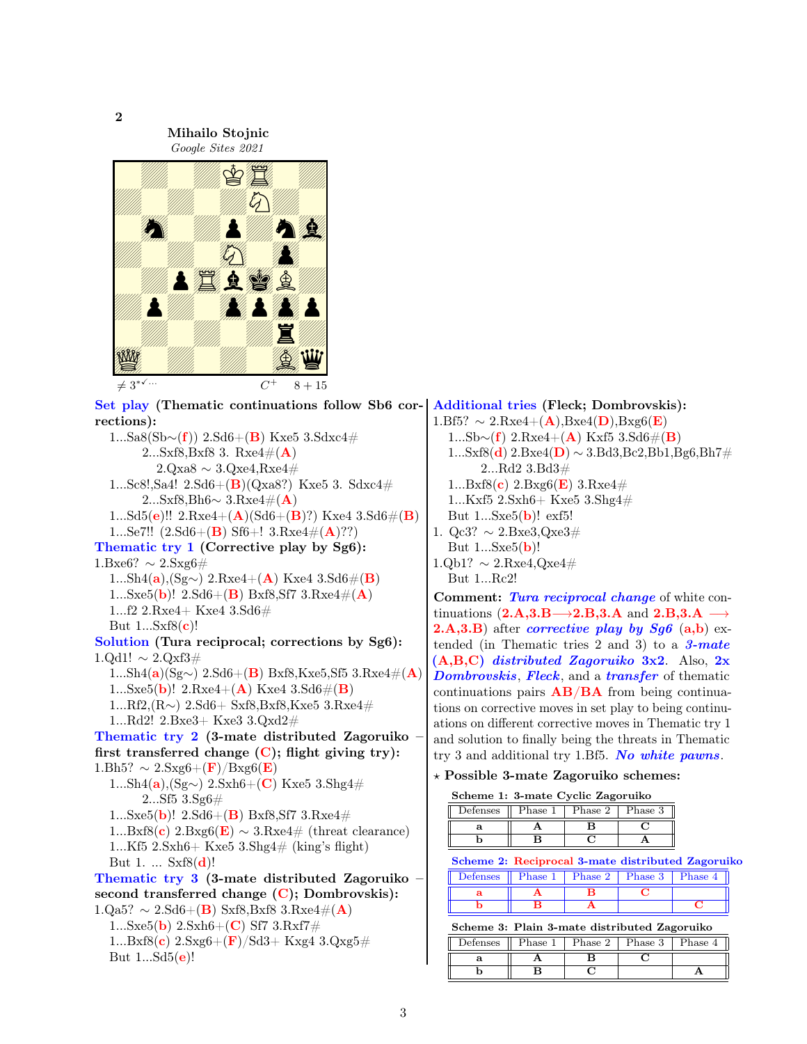**2**

**Mihailo Stojnic**
*Google Sites 2021*

≠ 3*✓··· $C^+$ 8 + 15

**Set play (Thematic continuations follow Sb6 corrections):**

1...Sa8(Sb∼(**f**)) 2.Sd6+(**B**) Kxe5 3.Sdxc4#
 2...Sxf8,Bxf8 3. Rxe4#(**A**)
 2.Qxa8 ∼ 3.Qxe4,Rxe4#
1...Sc8!,Sa4! 2.Sd6+(**B**)(Qxa8?) Kxe5 3. Sdxc4#
 2...Sxf8,Bh6∼ 3.Rxe4#(**A**)
1...Sd5(**e**)!! 2.Rxe4+(**A**)(Sd6+(**B**)?) Kxe4 3.Sd6#(**B**)
1...Se7!! (2.Sd6+(**B**) Sf6+! 3.Rxe4#(**A**)??)

**Thematic try 1 (Corrective play by Sg6):**

1.Bxe6? ∼ 2.Sxg6#
 1...Sh4(**a**),(Sg∼) 2.Rxe4+(**A**) Kxe4 3.Sd6#(**B**)
 1...Sxe5(**b**)! 2.Sd6+(**B**) Bxf8,Sf7 3.Rxe4#(**A**)
 1...f2 2.Rxe4+ Kxe4 3.Sd6#
 But 1...Sxf8(**c**)!

**Solution (Tura reciprocal; corrections by Sg6):**

1.Qd1! ∼ 2.Qxf3#
 1...Sh4(**a**)(Sg∼) 2.Sd6+(**B**) Bxf8,Kxe5,Sf5 3.Rxe4#(**A**)
 1...Sxe5(**b**)! 2.Rxe4+(**A**) Kxe4 3.Sd6#(**B**)
 1...Rf2,(R∼) 2.Sd6+ Sxf8,Bxf8,Kxe5 3.Rxe4#
 1...Rd2! 2.Bxe3+ Kxe3 3.Qxd2#

**Thematic try 2 (3-mate distributed Zagoruiko – first transferred change (C); flight giving try):**

1.Bh5? ∼ 2.Sxg6+(**F**)/Bxg6(**E**)
 1...Sh4(**a**),(Sg∼) 2.Sxh6+(**C**) Kxe5 3.Shg4#
 2...Sf5 3.Sg6#
 1...Sxe5(**b**)! 2.Sd6+(**B**) Bxf8,Sf7 3.Rxe4#
 1...Bxf8(**c**) 2.Bxg6(**E**) ∼ 3.Rxe4# (threat clearance)
 1...Kf5 2.Sxh6+ Kxe5 3.Shg4# (king's flight)
 But 1. ... Sxf8(**d**)!

**Thematic try 3 (3-mate distributed Zagoruiko – second transferred change (C); Dombrovskis):**

1.Qa5? ∼ 2.Sd6+(**B**) Sxf8,Bxf8 3.Rxe4#(**A**)
 1...Sxe5(**b**) 2.Sxh6+(**C**) Sf7 3.Rxf7#
 1...Bxf8(**c**) 2.Sxg6+(**F**)/Sd3+ Kxg4 3.Qxg5#
 But 1...Sd5(**e**)!

**Additional tries (Fleck; Dombrovskis):**

1.Bf5? ∼ 2.Rxe4+(**A**),Bxe4(**D**),Bxg6(**E**)
 1...Sb∼(**f**) 2.Rxe4+(**A**) Kxf5 3.Sd6#(**B**)
 1...Sxf8(**d**) 2.Bxe4(**D**) ∼ 3.Bd3,Bc2,Bb1,Bg6,Bh7#
 2...Rd2 3.Bd3#
 1...Bxf8(**c**) 2.Bxg6(**E**) 3.Rxe4#
 1...Kxf5 2.Sxh6+ Kxe5 3.Shg4#
 But 1...Sxe5(**b**)! exf5!
1. Qc3? ∼ 2.Bxe3,Qxe3#
 But 1...Sxe5(**b**)!
1.Qb1? ∼ 2.Rxe4,Qxe4#
 But 1...Rc2!

**Comment:** ***Tura reciprocal change*** of white continuations (**2.A,3.B⟶2.B,3.A** and **2.B,3.A ⟶ 2.A,3.B**) after ***corrective play by Sg6*** (**a,b**) extended (in Thematic tries 2 and 3) to a ***3-mate* (A,B,C) *distributed Zagoruiko* 3x2**. Also, **2x *Dombrovskis*, *Fleck***, and a ***transfer*** of thematic continuations pairs **AB/BA** from being continuations on corrective moves in set play to being continuations on different corrective moves in Thematic try 1 and solution to finally being the threats in Thematic try 3 and additional try 1.Bf5. ***No white pawns***.

⋆ **Possible 3-mate Zagoruiko schemes:**

**Scheme 1: 3-mate Cyclic Zagoruiko**

| Defenses | Phase 1 | Phase 2 | Phase 3 |
|---|---|---|---|
| **a** | **A** | **B** | **C** |
| **b** | **B** | **C** | **A** |

**Scheme 2: Reciprocal 3-mate distributed Zagoruiko**

| Defenses | Phase 1 | Phase 2 | Phase 3 | Phase 4 |
|---|---|---|---|---|
| **a** | **A** | **B** | **C** | |
| **b** | **B** | **A** | | **C** |

**Scheme 3: Plain 3-mate distributed Zagoruiko**

| Defenses | Phase 1 | Phase 2 | Phase 3 | Phase 4 |
|---|---|---|---|---|
| **a** | **A** | **B** | **C** | |
| **b** | **B** | **C** | | **A** |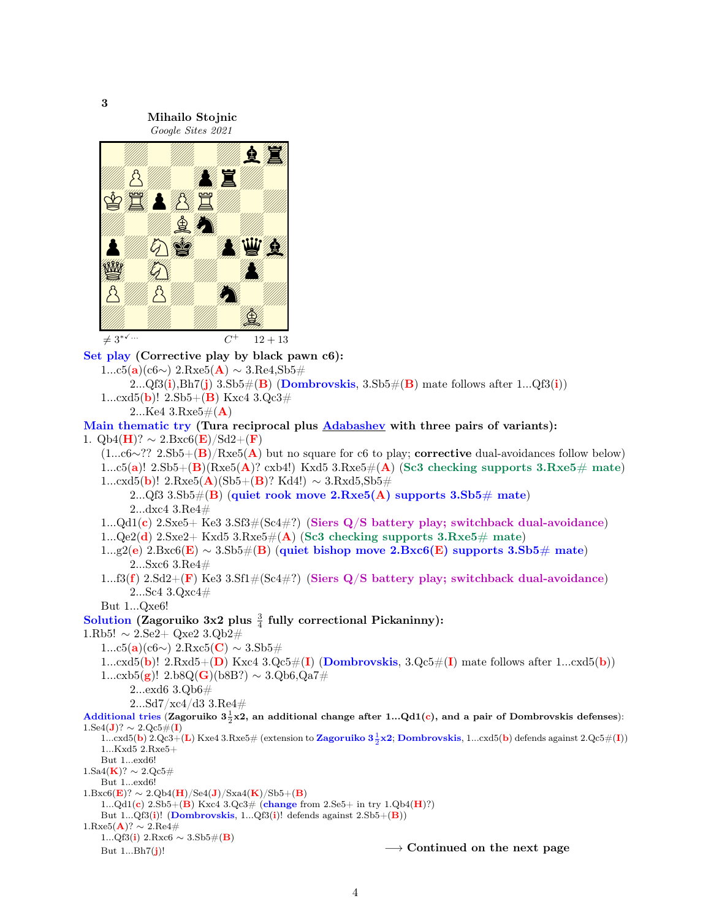**3**

**Mihailo Stojnic**
*Google Sites 2021*

≠ 3*✓··· $C^+$ 12 + 13

**Set play (Corrective play by black pawn c6):**

1...c5(a)(c6∼) 2.Rxe5(A) ∼ 3.Re4,Sb5#

2...Qf3(i),Bh7(j) 3.Sb5#(B) (**Dombrovskis**, 3.Sb5#(B) mate follows after 1...Qf3(i))

1...cxd5(b)! 2.Sb5+(B) Kxc4 3.Qc3#

2...Ke4 3.Rxe5#(A)

**Main thematic try (Tura reciprocal plus Adabashev with three pairs of variants):**

1. Qb4(H)? ∼ 2.Bxc6(E)/Sd2+(F)

(1...c6∼?? 2.Sb5+(B)/Rxe5(A) but no square for c6 to play; **corrective** dual-avoidances follow below)

1...c5(a)! 2.Sb5+(B)(Rxe5(A)? cxb4!) Kxd5 3.Rxe5#(A) (**Sc3 checking supports 3.Rxe5# mate**)

1...cxd5(b)! 2.Rxe5(A)(Sb5+(B)? Kd4!) ∼ 3.Rxd5,Sb5#

2...Qf3 3.Sb5#(B) (**quiet rook move 2.Rxe5(A) supports 3.Sb5# mate**)

2...dxc4 3.Re4#

1...Qd1(c) 2.Sxe5+ Ke3 3.Sf3#(Sc4#?) (**Siers Q/S battery play; switchback dual-avoidance**)

1...Qe2(d) 2.Sxe2+ Kxd5 3.Rxe5#(A) (**Sc3 checking supports 3.Rxe5# mate**)

1...g2(e) 2.Bxc6(E) ∼ 3.Sb5#(B) (**quiet bishop move 2.Bxc6(E) supports 3.Sb5# mate**)

2...Sxc6 3.Re4#

1...f3(f) 2.Sd2+(F) Ke3 3.Sf1#(Sc4#?) (**Siers Q/S battery play; switchback dual-avoidance**)

2...Sc4 3.Qxc4#

But 1...Qxe6!

**Solution (Zagoruiko 3x2 plus $\frac{3}{4}$ fully correctional Pickaninny):**

1.Rb5! ∼ 2.Se2+ Qxe2 3.Qb2#

1...c5(a)(c6∼) 2.Rxc5(C) ∼ 3.Sb5#

1...cxd5(b)! 2.Rxd5+(D) Kxc4 3.Qc5#(I) (**Dombrovskis**, 3.Qc5#(I) mate follows after 1...cxd5(b))

1...cxb5(g)! 2.b8Q(G)(b8B?) ∼ 3.Qb6,Qa7#

2...exd6 3.Qb6#

2...Sd7/xc4/d3 3.Re4#

**Additional tries (Zagoruiko $3\frac{1}{2}$x2, an additional change after 1...Qd1(c), and a pair of Dombrovskis defenses):**

1.Se4(J)? ∼ 2.Qc5#(I)

1...cxd5(b) 2.Qc3+(L) Kxe4 3.Rxe5# (extension to **Zagoruiko $3\frac{1}{2}$x2**; **Dombrovskis**, 1...cxd5(b) defends against 2.Qc5#(I))

1...Kxd5 2.Rxe5+

But 1...exd6!

1.Sa4(K)? ∼ 2.Qc5#

But 1...exd6!

1.Bxc6(E)? ∼ 2.Qb4(H)/Se4(J)/Sxa4(K)/Sb5+(B)

1...Qd1(c) 2.Sb5+(B) Kxc4 3.Qc3# (**change** from 2.Se5+ in try 1.Qb4(H)?)

But 1...Qf3(i)! (**Dombrovskis**, 1...Qf3(i)! defends against 2.Sb5+(B))

1.Rxe5(A)? ∼ 2.Re4#

1...Qf3(i) 2.Rxc6 ∼ 3.Sb5#(B)

But 1...Bh7(j)!

⟶ **Continued on the next page**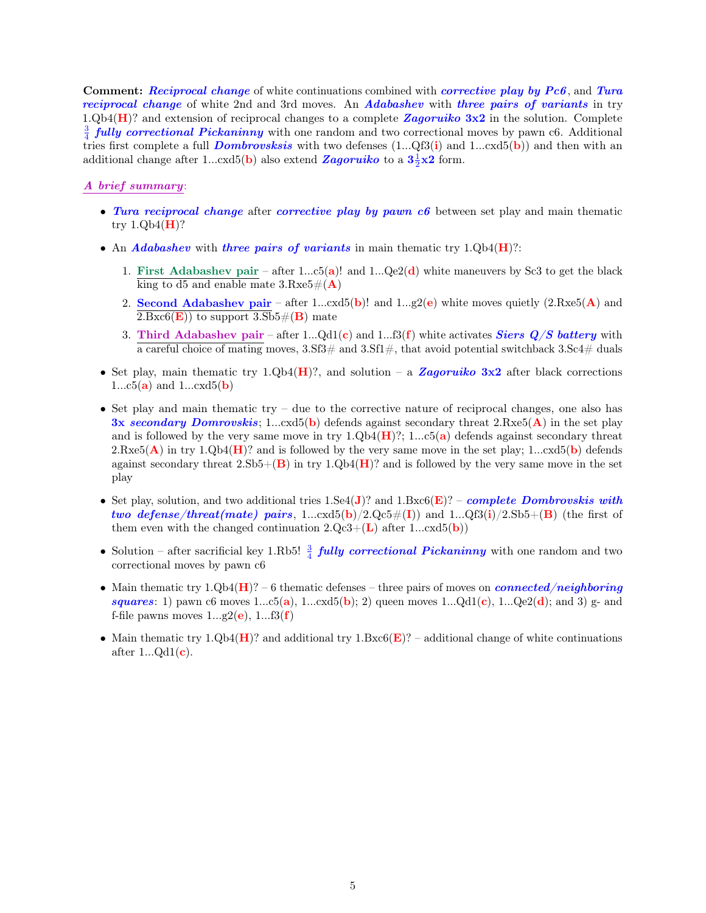**Comment:** ***Reciprocal change*** of white continuations combined with ***corrective play by Pc6***, and ***Tura reciprocal change*** of white 2nd and 3rd moves. An ***Adabashev*** with ***three pairs of variants*** in try 1.Qb4(**H**)? and extension of reciprocal changes to a complete ***Zagoruiko* 3x2** in the solution. Complete $\frac{3}{4}$ ***fully correctional Pickaninny*** with one random and two correctional moves by pawn c6. Additional tries first complete a full ***Dombrovsksis*** with two defenses (1...Qf3(**i**) and 1...cxd5(**b**)) and then with an additional change after 1...cxd5(**b**) also extend ***Zagoruiko*** to a **$3\frac{1}{2}$x2** form.

***A brief summary***:

- ***Tura reciprocal change*** after ***corrective play by pawn c6*** between set play and main thematic try 1.Qb4(**H**)?
- An ***Adabashev*** with ***three pairs of variants*** in main thematic try 1.Qb4(**H**)?:
  1. **First Adabashev pair** – after 1...c5(**a**)! and 1...Qe2(**d**) white maneuvers by Sc3 to get the black king to d5 and enable mate 3.Rxe5#(**A**)
  2. **Second Adabashev pair** – after 1...cxd5(**b**)! and 1...g2(**e**) white moves quietly (2.Rxe5(**A**) and 2.Bxc6(**E**)) to support 3.Sb5#(**B**) mate
  3. **Third Adabashev pair** – after 1...Qd1(**c**) and 1...f3(**f**) white activates ***Siers Q/S battery*** with a careful choice of mating moves, 3.Sf3# and 3.Sf1#, that avoid potential switchback 3.Sc4# duals
- Set play, main thematic try 1.Qb4(**H**)?, and solution – a ***Zagoruiko* 3x2** after black corrections 1...c5(**a**) and 1...cxd5(**b**)
- Set play and main thematic try – due to the corrective nature of reciprocal changes, one also has **3x *secondary Domrovskis***; 1...cxd5(**b**) defends against secondary threat 2.Rxe5(**A**) in the set play and is followed by the very same move in try 1.Qb4(**H**)?; 1...c5(**a**) defends against secondary threat 2.Rxe5(**A**) in try 1.Qb4(**H**)? and is followed by the very same move in the set play; 1...cxd5(**b**) defends against secondary threat 2.Sb5+(**B**) in try 1.Qb4(**H**)? and is followed by the very same move in the set play
- Set play, solution, and two additional tries 1.Se4(**J**)? and 1.Bxc6(**E**)? – ***complete Dombrovskis with two defense/threat(mate) pairs***, 1...cxd5(**b**)/2.Qc5#(**I**)) and 1...Qf3(**i**)/2.Sb5+(**B**) (the first of them even with the changed continuation 2.Qc3+(**L**) after 1...cxd5(**b**))
- Solution – after sacrificial key 1.Rb5! $\frac{3}{4}$ ***fully correctional Pickaninny*** with one random and two correctional moves by pawn c6
- Main thematic try 1.Qb4(**H**)? – 6 thematic defenses – three pairs of moves on ***connected/neighboring squares***: 1) pawn c6 moves 1...c5(**a**), 1...cxd5(**b**); 2) queen moves 1...Qd1(**c**), 1...Qe2(**d**); and 3) g- and f-file pawns moves 1...g2(**e**), 1...f3(**f**)
- Main thematic try 1.Qb4(**H**)? and additional try 1.Bxc6(**E**)? – additional change of white continuations after 1...Qd1(**c**).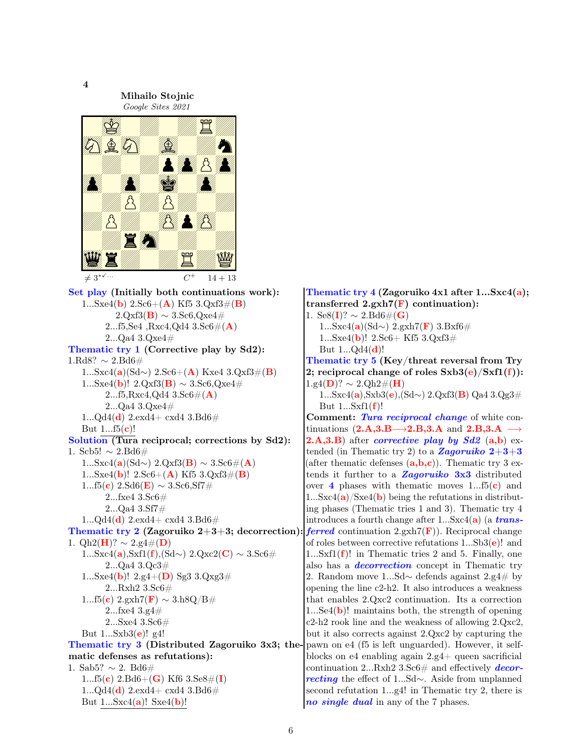**4**

**Mihailo Stojnic**
*Google Sites 2021*

≠ 3*✓··· $C^+$ 14 + 13

**Set play (Initially both continuations work):**

1...Sxe4(**b**) 2.Sc6+(**A**) Kf5 3.Qxf3#(**B**)
2.Qxf3(**B**) ∼ 3.Sc6,Qxe4#
2...f5,Se4 ,Rxc4,Qd4 3.Sc6#(**A**)
2...Qa4 3.Qxe4#

**Thematic try 1 (Corrective play by Sd2):**

1.Rd8? ∼ 2.Bd6#
1...Sxc4(**a**)(Sd∼) 2.Sc6+(**A**) Kxe4 3.Qxf3#(**B**)
1...Sxe4(**b**)! 2.Qxf3(**B**) ∼ 3.Sc6,Qxe4#
2...f5,Rxc4,Qd4 3.Sc6#(**A**)
2...Qa4 3.Qxe4#
1...Qd4(**d**) 2.exd4+ cxd4 3.Bd6#
But 1...f5(**c**)!

**Solution (Tura reciprocal; corrections by Sd2):**

1. Scb5! ∼ 2.Bd6#
1...Sxc4(**a**)(Sd∼) 2.Qxf3(**B**) ∼ 3.Sc6#(**A**)
1...Sxe4(**b**)! 2.Sc6+(**A**) Kf5 3.Qxf3#(**B**)
1...f5(**c**) 2.Sd6(**E**) ∼ 3.Sc6,Sf7#
2...fxe4 3.Sc6#
2...Qa4 3.Sf7#
1...Qd4(**d**) 2.exd4+ cxd4 3.Bd6#

**Thematic try 2 (Zagoruiko 2+3+3; decorrection):**

1. Qh2(**H**)? ∼ 2.g4#(**D**)
1...Sxc4(**a**),Sxf1(**f**),(Sd∼) 2.Qxc2(**C**) ∼ 3.Sc6#
2...Qa4 3.Qc3#
1...Sxe4(**b**)! 2.g4+(**D**) Sg3 3.Qxg3#
2...Rxh2 3.Sc6#
1...f5(**c**) 2.gxh7(**F**) ∼ 3.h8Q/B#
2...fxe4 3.g4#
2...Sxe4 3.Sc6#
But 1...Sxb3(**e**)! g4!

**Thematic try 3 (Distributed Zagoruiko 3x3; thematic defenses as refutations):**

1. Sab5? ∼ 2. Bd6#
1...f5(**c**) 2.Bd6+(**G**) Kf6 3.Se8#(**I**)
1...Qd4(**d**) 2.exd4+ cxd4 3.Bd6#
But 1...Sxc4(**a**)! Sxe4(**b**)!

**Thematic try 4 (Zagoruiko 4x1 after 1...Sxc4(a); transferred 2.gxh7(F) continuation):**

1. Se8(**I**)? ∼ 2.Bd6#(**G**)
1...Sxc4(**a**)(Sd∼) 2.gxh7(**F**) 3.Bxf6#
1...Sxe4(**b**)! 2.Sc6+ Kf5 3.Qxf3#
But 1...Qd4(**d**)!

**Thematic try 5 (Key/threat reversal from Try 2; reciprocal change of roles Sxb3(e)/Sxf1(f)):**

1.g4(**D**)? ∼ 2.Qh2#(**H**)
1...Sxc4(**a**),Sxb3(**e**),(Sd∼) 2.Qxf3(**B**) Qa4 3.Qg3#
But 1...Sxf1(**f**)!

**Comment:** ***Tura reciprocal change*** of white continuations (**2.A,3.B⟶2.B,3.A** and **2.B,3.A ⟶ 2.A,3.B**) after ***corrective play by Sd2*** (**a,b**) extended (in Thematic try 2) to a ***Zagoruiko 2+3+3*** (after thematic defenses (**a,b,c**)). Thematic try 3 extends it further to a ***Zagoruiko 3x3*** distributed over **4** phases with thematic moves 1...f5(**c**) and 1...Sxc4(**a**)/Sxe4(**b**) being the refutations in distributing phases (Thematic tries 1 and 3). Thematic try 4 introduces a fourth change after 1...Sxc4(**a**) (a ***transferred*** continuation 2.gxh7(**F**)). Reciprocal change of roles between corrective refutations 1...Sb3(**e**)! and 1...Sxf1(**f**)! in Thematic tries 2 and 5. Finally, one also has a ***decorrection*** concept in Thematic try 2. Random move 1...Sd∼ defends against 2.g4# by opening the line c2-h2. It also introduces a weakness that enables 2.Qxc2 continuation. Its a correction 1...Se4(**b**)! maintains both, the strength of opening c2-h2 rook line and the weakness of allowing 2.Qxc2, but it also corrects against 2.Qxc2 by capturing the pawn on e4 (f5 is left unguarded). However, it self-blocks on e4 enabling again 2.g4+ queen sacrificial continuation 2...Rxh2 3.Sc6# and effectively ***decorrecting*** the effect of 1...Sd∼. Aside from unplanned second refutation 1...g4! in Thematic try 2, there is ***no single dual*** in any of the 7 phases.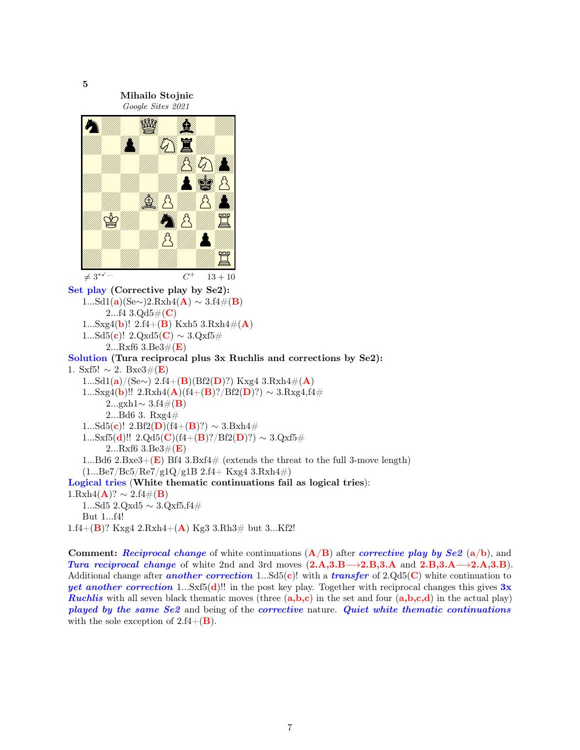**5**

**Mihailo Stojnic**
*Google Sites 2021*

≠ 3*✓··· $C^+$ 13 + 10

**Set play (Corrective play by Se2):**

1...Sd1(**a**)(Se∼)2.Rxh4(**A**) ∼ 3.f4#(**B**)

2...f4 3.Qd5#(**C**)

1...Sxg4(**b**)! 2.f4+(**B**) Kxh5 3.Rxh4#(**A**)

1...Sd5(**c**)! 2.Qxd5(**C**) ∼ 3.Qxf5#

2...Rxf6 3.Be3#(**E**)

**Solution (Tura reciprocal plus 3x Ruchlis and corrections by Se2):**

1. Sxf5! ∼ 2. Bxe3#(**E**)

1...Sd1(**a**)/(Se∼) 2.f4+(**B**)(Bf2(**D**)?) Kxg4 3.Rxh4#(**A**)

1...Sxg4(**b**)!! 2.Rxh4(**A**)(f4+(**B**)?/Bf2(**D**)?) ∼ 3.Rxg4,f4#

2...gxh1∼ 3.f4#(**B**)

2...Bd6 3. Rxg4#

1...Sd5(**c**)! 2.Bf2(**D**)(f4+(**B**)?) ∼ 3.Bxh4#

1...Sxf5(**d**)!! 2.Qd5(**C**)(f4+(**B**)?/Bf2(**D**)?) ∼ 3.Qxf5#

2...Rxf6 3.Be3#(**E**)

1...Bd6 2.Bxe3+(**E**) Bf4 3.Bxf4# (extends the threat to the full 3-move length)

(1...Be7/Bc5/Re7/g1Q/g1B 2.f4+ Kxg4 3.Rxh4#)

**Logical tries** (**White thematic continuations fail as logical tries**):

1.Rxh4(**A**)? ∼ 2.f4#(**B**)

1...Sd5 2.Qxd5 ∼ 3.Qxf5,f4#

But 1...f4!

1.f4+(**B**)? Kxg4 2.Rxh4+(**A**) Kg3 3.Rh3# but 3...Kf2!

**Comment:** ***Reciprocal change*** of white continuations (**A/B**) after ***corrective play by Se2*** (**a/b**), and ***Tura reciprocal change*** of white 2nd and 3rd moves (**2.A,3.B⟶2.B,3.A** and **2.B,3.A⟶2.A,3.B**). Additional change after ***another correction*** 1...Sd5(**c**)! with a ***transfer*** of 2.Qd5(**C**) white continuation to ***yet another correction*** 1...Sxf5(**d**)!! in the post key play. Together with reciprocal changes this gives ***3x Ruchlis*** with all seven black thematic moves (three (**a,b,c**) in the set and four (**a,b,c,d**) in the actual play) ***played by the same Se2*** and being of the ***corrective*** nature. ***Quiet white thematic continuations*** with the sole exception of 2.f4+(**B**).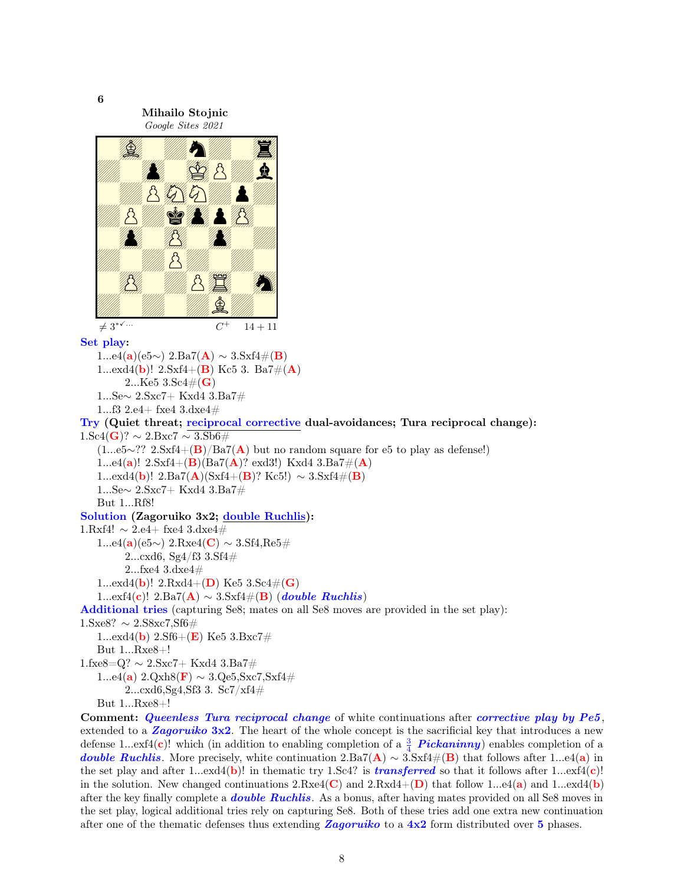**6**

**Mihailo Stojnic**
*Google Sites 2021*

$\neq 3^{*\checkmark\cdots}$ $C^+$ 14 + 11

**Set play:**

1...e4(**a**)(e5∼) 2.Ba7(**A**) ∼ 3.Sxf4#(**B**)
1...exd4(**b**)! 2.Sxf4+(**B**) Kc5 3. Ba7#(**A**)
  2...Ke5 3.Sc4#(**G**)
1...Se∼ 2.Sxc7+ Kxd4 3.Ba7#
1...f3 2.e4+ fxe4 3.dxe4#

**Try (Quiet threat; reciprocal corrective dual-avoidances; Tura reciprocal change):**
1.Sc4(**G**)? ∼ 2.Bxc7 ∼ 3.Sb6#
  (1...e5∼?? 2.Sxf4+(**B**)/Ba7(**A**) but no random square for e5 to play as defense!)
  1...e4(**a**)! 2.Sxf4+(**B**)(Ba7(**A**)? exd3!) Kxd4 3.Ba7#(**A**)
  1...exd4(**b**)! 2.Ba7(**A**)(Sxf4+(**B**)? Kc5!) ∼ 3.Sxf4#(**B**)
  1...Se∼ 2.Sxc7+ Kxd4 3.Ba7#
  But 1...Rf8!

**Solution (Zagoruiko 3x2; double Ruchlis):**
1.Rxf4! ∼ 2.e4+ fxe4 3.dxe4#
  1...e4(**a**)(e5∼) 2.Rxe4(**C**) ∼ 3.Sf4,Re5#
    2...cxd6, Sg4/f3 3.Sf4#
    2...fxe4 3.dxe4#
  1...exd4(**b**)! 2.Rxd4+(**D**) Ke5 3.Sc4#(**G**)
  1...exf4(**c**)! 2.Ba7(**A**) ∼ 3.Sxf4#(**B**) (*double Ruchlis*)

**Additional tries** (capturing Se8; mates on all Se8 moves are provided in the set play):
1.Sxe8? ∼ 2.S8xc7,Sf6#
  1...exd4(**b**) 2.Sf6+(**E**) Ke5 3.Bxc7#
  But 1...Rxe8+!
1.fxe8=Q? ∼ 2.Sxc7+ Kxd4 3.Ba7#
  1...e4(**a**) 2.Qxh8(**F**) ∼ 3.Qe5,Sxc7,Sxf4#
    2...cxd6,Sg4,Sf3 3. Sc7/xf4#
  But 1...Rxe8+!

**Comment:** ***Queenless Tura reciprocal change*** of white continuations after ***corrective play by Pe5***, extended to a ***Zagoruiko* 3x2**. The heart of the whole concept is the sacrificial key that introduces a new defense 1...exf4(**c**)! which (in addition to enabling completion of a $\frac{3}{4}$ ***Pickaninny***) enables completion of a ***double Ruchlis***. More precisely, white continuation 2.Ba7(**A**) ∼ 3.Sxf4#(**B**) that follows after 1...e4(**a**) in the set play and after 1...exd4(**b**)! in thematic try 1.Sc4? is ***transferred*** so that it follows after 1...exf4(**c**)! in the solution. New changed continuations 2.Rxe4(**C**) and 2.Rxd4+(**D**) that follow 1...e4(**a**) and 1...exd4(**b**) after the key finally complete a ***double Ruchlis***. As a bonus, after having mates provided on all Se8 moves in the set play, logical additional tries rely on capturing Se8. Both of these tries add one extra new continuation after one of the thematic defenses thus extending ***Zagoruiko*** to a **4x2** form distributed over **5** phases.